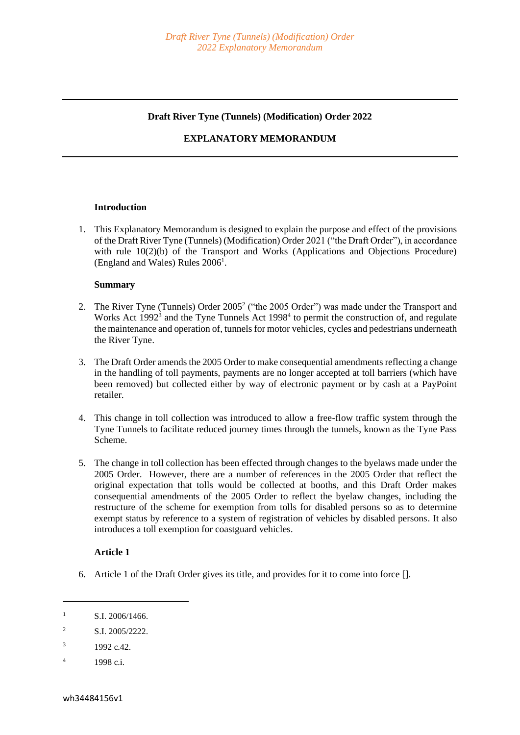**Draft River Tyne (Tunnels) (Modification) Order 2022**

**EXPLANATORY MEMORANDUM**

**Introduction**

1. This Explanatory Memorandum is designed to explain the purpose and effect of the provisions of the Draft River Tyne (Tunnels) (Modification) Order 2021 ("the Draft Order"), in accordance with rule 10(2)(b) of the Transport and Works (Applications and Objections Procedure) (England and Wales) Rules 2006[1].

**Summary**

2. The River Tyne (Tunnels) Order 2005[2] ("the 2005 Order") was made under the Transport and Works Act 1992[3] and the Tyne Tunnels Act 1998[4] to permit the construction of, and regulate the maintenance and operation of, tunnels for motor vehicles, cycles and pedestrians underneath the River Tyne.

3. The Draft Order amends the 2005 Order to make consequential amendments reflecting a change in the handling of toll payments, payments are no longer accepted at toll barriers (which have been removed) but collected either by way of electronic payment or by cash at a PayPoint retailer.

4. This change in toll collection was introduced to allow a free-flow traffic system through the Tyne Tunnels to facilitate reduced journey times through the tunnels, known as the Tyne Pass Scheme.

5. The change in toll collection has been effected through changes to the byelaws made under the 2005 Order. However, there are a number of references in the 2005 Order that reflect the original expectation that tolls would be collected at booths, and this Draft Order makes consequential amendments of the 2005 Order to reflect the byelaw changes, including the restructure of the scheme for exemption from tolls for disabled persons so as to determine exempt status by reference to a system of registration of vehicles by disabled persons. It also introduces a toll exemption for coastguard vehicles.

**Article 1**

6. Article 1 of the Draft Order gives its title, and provides for it to come into force [].

---

[1] S.I. 2006/1466.

[2] S.I. 2005/2222.

[3] 1992 c.42.

[4] 1998 c.i.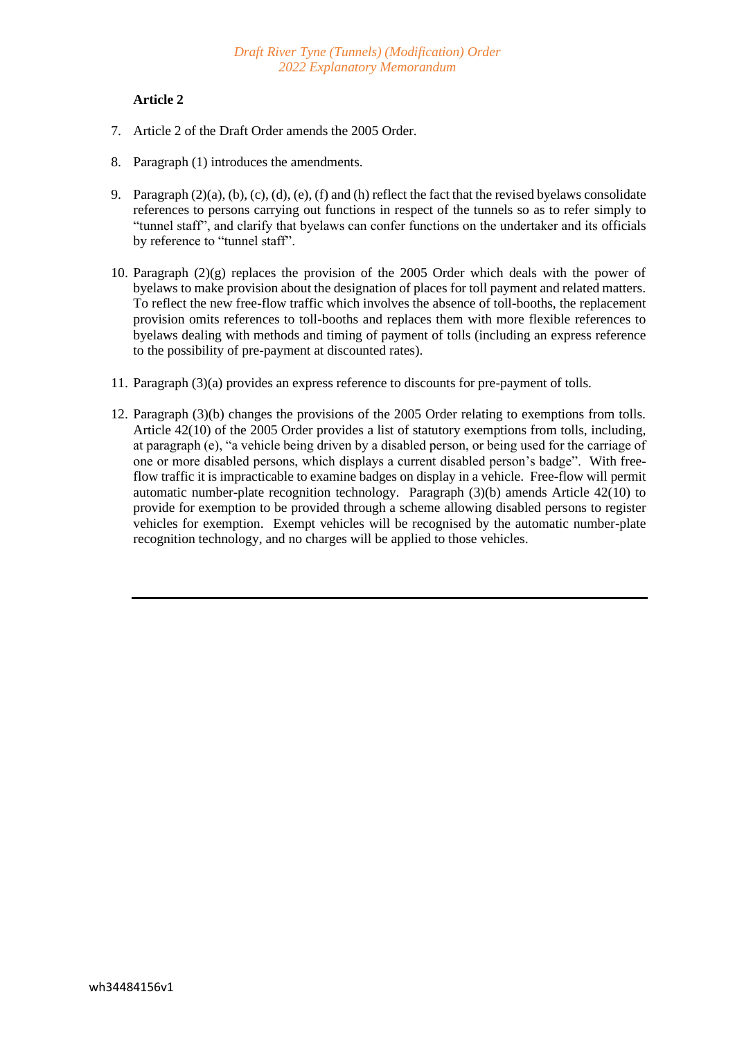**Article 2**

7. Article 2 of the Draft Order amends the 2005 Order.

8. Paragraph (1) introduces the amendments.

9. Paragraph (2)(a), (b), (c), (d), (e), (f) and (h) reflect the fact that the revised byelaws consolidate references to persons carrying out functions in respect of the tunnels so as to refer simply to "tunnel staff", and clarify that byelaws can confer functions on the undertaker and its officials by reference to "tunnel staff".

10. Paragraph (2)(g) replaces the provision of the 2005 Order which deals with the power of byelaws to make provision about the designation of places for toll payment and related matters. To reflect the new free-flow traffic which involves the absence of toll-booths, the replacement provision omits references to toll-booths and replaces them with more flexible references to byelaws dealing with methods and timing of payment of tolls (including an express reference to the possibility of pre-payment at discounted rates).

11. Paragraph (3)(a) provides an express reference to discounts for pre-payment of tolls.

12. Paragraph (3)(b) changes the provisions of the 2005 Order relating to exemptions from tolls. Article 42(10) of the 2005 Order provides a list of statutory exemptions from tolls, including, at paragraph (e), "a vehicle being driven by a disabled person, or being used for the carriage of one or more disabled persons, which displays a current disabled person's badge". With free-flow traffic it is impracticable to examine badges on display in a vehicle. Free-flow will permit automatic number-plate recognition technology. Paragraph (3)(b) amends Article 42(10) to provide for exemption to be provided through a scheme allowing disabled persons to register vehicles for exemption. Exempt vehicles will be recognised by the automatic number-plate recognition technology, and no charges will be applied to those vehicles.